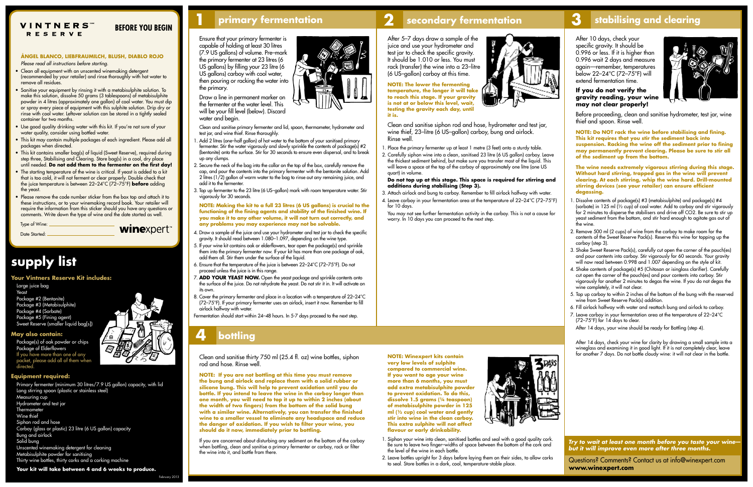**VINTNERS™ RESERVE**

## BEFORE YOU BEGIN

**ÁNGEL BLANCO, LIEBFRAUMILCH, BLUSH, DIABLO ROJO**

*Please read all instructions before starting.*

- Clean all equipment with an unscented winemaking detergent (recommended by your retailer) and rinse thoroughly with hot water to remove all residues.
- Sanitise your equipment by rinsing it with a metabisulphite solution. To make this solution, dissolve 50 grams (3 tablespoons) of metabisulphite powder in 4 litres (approximately one gallon) of cool water. You must dip or spray every piece of equipment with this sulphite solution. Drip dry or rinse with cool water. Leftover solution can be stored in a tightly sealed container for two months.
- Use good quality drinking water with this kit. If you're not sure of your water quality, consider using bottled water.
- This kit may contain multiple packages of each ingredient. Please add all packages when directed.
- This kit contains smaller bag(s) of liquid (Sweet Reserve), required during step three, Stabilising and Clearing. Store bag(s) in a cool, dry place until needed. **Do not add them to the fermenter on the first day!**
- The starting temperature of the wine is critical. If yeast is added to a kit that is too cold, it will not ferment or clear properly. Double check that the juice temperature is between 22–24°C (72–75°F) **before** adding the yeast.
- Please remove the code number sticker from the box top and attach it to these instructions, or to your winemaking record book. Your retailer will require the information from this sticker should you have any questions or comments. Write down the type of wine and the date started as well.

Type of Wine: ____________________

Date Started: ____________________

**winexpert™**

# supply list

### Your Vintners Reserve Kit includes:

- Large juice bag
- Yeast
- Package #2 (Bentonite)
- Package #3 (Metabisulphite)
- Package #4 (Sorbate)
- Package #5 (Fining agent)
- Sweet Reserve (smaller liquid bag[s])

### May also contain:

- Package(s) of oak powder or chips
- Package of Elderflowers

If you have more than one of any packet, please add all of them when directed.

### Equipment required:

- Primary fermenter (minimum 30 litres/7.9 US gallon) capacity, with lid
- Long stirring spoon (plastic or stainless steel)
- Measuring cup
- Hydrometer and test jar
- Thermometer
- Wine thief
- Siphon rod and hose
- Carboy (glass or plastic) 23 litre (6 US gallon) capacity
- Bung and airlock
- Solid bung
- Unscented winemaking detergent for cleaning
- Metabisulphite powder for sanitising
- Thirty wine bottles, thirty corks and a corking machine

**Your kit will take between 4 and 6 weeks to produce.**

February 2013

## 1 primary fermentation

Ensure that your primary fermenter is capable of holding at least 30 litres (7.9 US gallons) of volume. Pre–mark the primary fermenter at 23 litres (6 US gallons) by filling your 23 litre (6 US gallons) carboy with cool water, then pouring or racking the water into the primary.

Draw a line in permanent marker on the fermenter at the water level. This will be your fill level (below). Discard water and begin.

Clean and sanitise primary fermenter and lid, spoon, thermometer, hydrometer and test jar, and wine thief. Rinse thoroughly.

1. Add 2 litres (one–half gallon) of hot water to the bottom of your sanitised primary fermenter. Stir the water vigorously and slowly sprinkle the contents of package(s) #2 (bentonite) onto the surface. Stir for 30 seconds to ensure even dispersal, and to break up any clumps.
2. Secure the neck of the bag into the collar on the top of the box, carefully remove the cap, and pour the contents into the primary fermenter with the bentonite solution. Add 2 litres (1/2) gallon of warm water to the bag to rinse out any remaining juice, and add it to the fermenter.
3. Top up fermenter to the 23 litre (6 US–gallon) mark with room temperature water. Stir vigorously for 30 seconds.

**NOTE: Making the kit to a full 23 litres (6 US gallons) is crucial to the functioning of the fining agents and stability of the finished wine. If you make it to any other volume, it will not turn out correctly, and any problems you may experience may not be solvable.**

4. Draw a sample of the juice and use your hydrometer and test jar to check the specific gravity. It should read between 1.080–1.097, depending on the wine type.
5. If your wine kit contains oak or elderflowers, tear open the package(s) and sprinkle them into the primary fermenter now. If your kit has more than one package of oak, add them all. Stir them under the surface of the liquid.
6. Ensure that the temperature of the juice is between 22–24°C (72–75°F). Do not proceed unless the juice is in this range.
7. **ADD YOUR YEAST NOW.** Open the yeast package and sprinkle contents onto the surface of the juice. Do not rehydrate the yeast. Do not stir it in. It will activate on its own.
8. Cover the primary fermenter and place in a location with a temperature of 22–24°C (72–75°F). If your primary fermenter uses an airlock, insert it now. Remember to fill airlock halfway with water.

Fermentation should start within 24–48 hours. In 5-7 days proceed to the next step.

## 2 secondary fermentation

After 5–7 days draw a sample of the juice and use your hydrometer and test jar to check the specific gravity. It should be 1.010 or less. You must rack (transfer) the wine into a 23–litre (6 US–gallon) carboy at this time.

**NOTE: The lower the fermenting temperature, the longer it will take to reach this stage. If your gravity is not at or below this level, wait, testing the gravity each day, until it is.**

Clean and sanitise siphon rod and hose, hydrometer and test jar, wine thief, 23–litre (6 US–gallon) carboy, bung and airlock. Rinse well.

1. Place the primary fermenter up at least 1 metre (3 feet) onto a sturdy table.
2. Carefully siphon wine into a clean, sanitised 23 litre (6 US gallon) carboy. Leave the thickest sediment behind, but make sure you transfer most of the liquid. This will leave a space at the top of the carboy of approximately one litre (one US quart) in volume.

**Do not top up at this stage. This space is required for stirring and additions during stabilising (Step 3).**

3. Attach airlock and bung to carboy. Remember to fill airlock halfway with water.
4. Leave carboy in your fermentation area at the temperature of 22–24°C (72–75°F) for 10 days.

You may not see further fermentation activity in the carboy. This is not a cause for worry. In 10 days you can proceed to the next step.

## 3 stabilising and clearing

After 10 days, check your specific gravity. It should be 0.996 or less. If it is higher than 0.996 wait 2 days and measure again—remember, temperatures below 22–24°C (72–75°F) will extend fermentation time.

**If you do not verify the gravity reading, your wine may not clear properly!**

Before proceeding, clean and sanitise hydrometer, test jar, wine thief and spoon. Rinse well.

**NOTE: Do NOT rack the wine before stabilising and fining. This kit requires that you stir the sediment back into suspension. Racking the wine off the sediment prior to fining may permanently prevent clearing. Please be sure to stir all of the sediment up from the bottom.**

**The wine needs extremely vigorous stirring during this stage. Without hard stirring, trapped gas in the wine will prevent clearing. At each stirring, whip the wine hard. Drill-mounted stirring devices (see your retailer) can ensure efficient degassing.**

1. Dissolve contents of package(s) #3 (metabisulphite) and package(s) #4 (sorbate) in 125 ml (½ cup) of cool water. Add to carboy and stir vigorously for 2 minutes to disperse the stabilisers and drive off $CO_2$. Be sure to stir up yeast sediment from the bottom, and stir hard enough to agitate gas out of the wine.
2. Remove 500 ml (2 cups) of wine from the carboy to make room for the contents of the Sweet Reserve Pack(s). Reserve this wine for topping up the carboy (step 3).
3. Shake Sweet Reserve Pack(s), carefully cut open the corner of the pouch(es) and pour contents into carboy. Stir vigorously for 60 seconds. Your gravity will now read between 0.998 and 1.007 depending on the style of kit.
4. Shake contents of package(s) #5 (Chitosan or isinglass clarifier). Carefully cut open the corner of the pouch(es) and pour contents into carboy. Stir vigorously for another 2 minutes to degas the wine. If you do not degas the wine completely, it will not clear.
5. Top up carboy to within 2 inches of the bottom of the bung with the reserved wine from Sweet Reserve Pack(s) addition.
6. Fill airlock halfway with water and reattach bung and airlock to carboy.
7. Leave carboy in your fermentation area at the temperature of 22–24°C (72–75°F) for 14 days to clear.

After 14 days, your wine should be ready for Bottling (step 4).

After 14 days, check your wine for clarity by drawing a small sample into a wineglass and examining it in good light. If it is not completely clear, leave for another 7 days. Do not bottle cloudy wine: it will not clear in the bottle.

## 4 bottling

Clean and sanitise thirty 750 ml (25.4 fl. oz) wine bottles, siphon rod and hose. Rinse well.

**NOTE: If you are not bottling at this time you must remove the bung and airlock and replace them with a solid rubber or silicone bung. This will help to prevent oxidation until you do bottle. If you intend to leave the wine in the carboy longer than one month, you will need to top it up to within 2 inches (about the width of two fingers) from the bottom of the solid bung with a similar wine. Alternatively, you can transfer the finished wine to a smaller vessel to eliminate any headspace and reduce the danger of oxidation. If you wish to filter your wine, you should do it now, immediately prior to bottling.**

If you are concerned about disturbing any sediment on the bottom of the carboy when bottling, clean and sanitise a primary fermenter or carboy, rack or filter the wine into it, and bottle from there.

**NOTE: Winexpert kits contain very low levels of sulphite compared to commercial wine. If you want to age your wine more than 6 months, you must add extra metabisulphite powder to prevent oxidation. To do this, dissolve 1.5 grams (¼ teaspoon) of metabisulphite powder in 125 ml (½ cup) cool water and gently stir into wine in the clean carboy. This extra sulphite will not affect flavour or early drinkability.**

1. Siphon your wine into clean, sanitised bottles and seal with a good quality cork. Be sure to leave two finger–widths of space between the bottom of the cork and the level of the wine in each bottle.
2. Leave bottles upright for 3 days before laying them on their sides, to allow corks to seal. Store bottles in a dark, cool, temperature-stable place.

***Try to wait at least one month before you taste your wine—but it will improve even more after three months.***

Questions? Comments? Contact us at info@winexpert.com
**www.winexpert.com**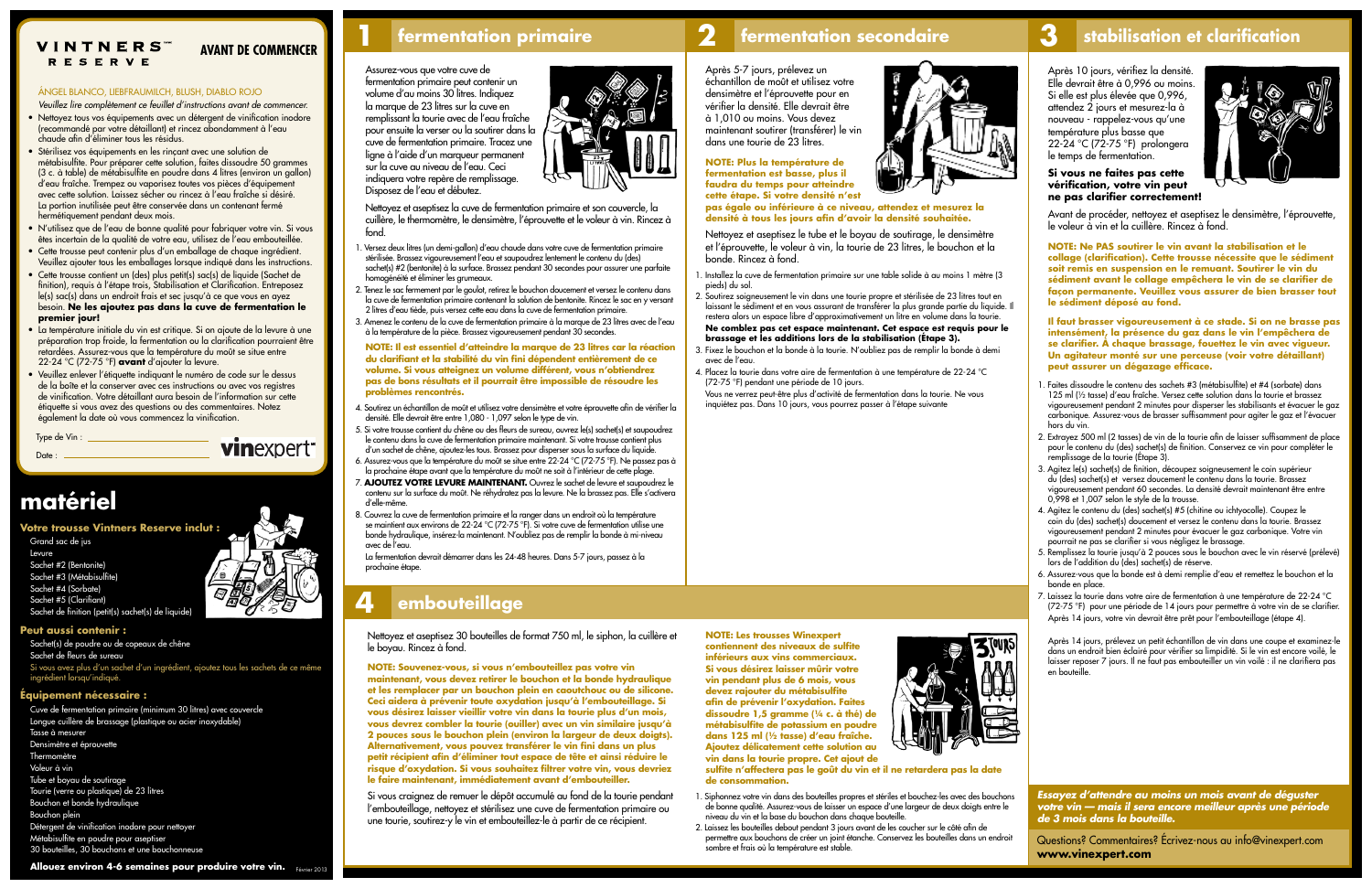**VINTNERS™ RESERVE**

## AVANT DE COMMENCER

ANGEL BLANCO, LIEBFRAUMILCH, BLUSH, DIABLO ROJO

*Veuillez lire complètement ce feuillet d'instructions avant de commencer.*

- Nettoyez tous vos équipements avec un détergent de vinification inodore (recommandé par votre détaillant) et rincez abondamment à l'eau chaude afin d'éliminer tous les résidus.
- Stérilisez vos équipements en les rinçant avec une solution de métabisulfite. Pour préparer cette solution, faites dissoudre 50 grammes (3 c. à table) de métabisulfite en poudre dans 4 litres (environ un gallon) d'eau fraîche. Trempez ou vaporisez toutes vos pièces d'équipement avec cette solution. Laissez sécher ou rincez à l'eau fraîche si désiré. La portion inutilisée peut être conservée dans un contenant fermé hermétiquement pendant deux mois.
- N'utilisez que de l'eau de bonne qualité pour fabriquer votre vin. Si vous êtes incertain de la qualité de votre eau, utilisez de l'eau embouteillée.
- Cette trousse peut contenir plus d'un emballage de chaque ingrédient. Veuillez ajouter tous les emballages lorsque indiqué dans les instructions.
- Cette trousse contient un (des) plus petit(s) sac(s) de liquide (Sachet de finition), requis à l'étape trois, Stabilisation et Clarification. Entreposez le(s) sac(s) dans un endroit frais et sec jusqu'à ce que vous en ayez besoin. **Ne les ajoutez pas dans la cuve de fermentation le premier jour!**
- La température initiale du vin est critique. Si on ajoute de la levure à une préparation trop froide, la fermentation ou la clarification pourraient être retardées. Assurez-vous que la température du moût se situe entre 22-24 °C (72-75 °F) **avant** d'ajouter la levure.
- Veuillez enlever l'étiquette indiquant le numéro de code sur le dessus de la boîte et la conserver avec ces instructions ou avec vos registres de vinification. Votre détaillant aura besoin de l'information sur cette étiquette si vous avez des questions ou des commentaires. Notez également la date où vous commencez la vinification.

Type de Vin : ____________________

Date : ____________________

vinexpert™

# matériel

### Votre trousse Vintners Reserve inclut :

Grand sac de jus
Levure
Sachet #2 (Bentonite)
Sachet #3 (Métabisulfite)
Sachet #4 (Sorbate)
Sachet #5 (Clarifiant)
Sachet de finition (petit(s) sachet(s) de liquide)

### Peut aussi contenir :

Sachet(s) de poudre ou de copeaux de chêne
Sachet de fleurs de sureau
Si vous avez plus d'un sachet d'un ingrédient, ajoutez tous les sachets de ce même ingrédient lorsqu'indiqué.

### Équipement nécessaire :

Cuve de fermentation primaire (minimum 30 litres) avec couvercle
Longue cuillère de brassage (plastique ou acier inoxydable)
Tasse à mesurer
Densimètre et éprouvette
Thermomètre
Voleur à vin
Tube et boyau de soutirage
Tourie (verre ou plastique) de 23 litres
Bouchon et bonde hydraulique
Bouchon plein
Détergent de vinification inodore pour nettoyer
Métabisulfite en poudre pour aseptiser
30 bouteilles, 30 bouchons et une bouchonneuse

**Allouez environ 4-6 semaines pour produire votre vin.** Février 2013

## 1 fermentation primaire

Assurez-vous que votre cuve de fermentation primaire peut contenir un volume d'au moins 30 litres. Indiquez la marque de 23 litres sur la cuve en remplissant la tourie avec de l'eau fraîche pour ensuite la verser ou la soutirer dans la cuve de fermentation primaire. Tracez une ligne à l'aide d'un marqueur permanent sur la cuve au niveau de l'eau. Ceci indiquera votre repère de remplissage. Disposez de l'eau et débutez.

Nettoyez et aseptisez la cuve de fermentation primaire et son couvercle, la cuillère, le thermomètre, le densimètre, l'éprouvette et le voleur à vin. Rincez à fond.

1. Versez deux litres (un demi-gallon) d'eau chaude dans votre cuve de fermentation primaire stérilisée. Brassez vigoureusement l'eau et saupoudrez lentement le contenu du (des) sachet(s) #2 (bentonite) à la surface. Brassez pendant 30 secondes pour assurer une parfaite homogénéité et éliminer les grumeaux.
2. Tenez le sac fermement par le goulot, retirez le bouchon doucement et versez le contenu dans la cuve de fermentation primaire contenant la solution de bentonite. Rincez le sac en y versant 2 litres d'eau tiède, puis versez cette eau dans la cuve de fermentation primaire.
3. Amenez le contenu de la cuve de fermentation primaire à la marque de 23 litres avec de l'eau à la température de la pièce. Brassez vigoureusement pendant 30 secondes.

   **NOTE: Il est essentiel d'atteindre la marque de 23 litres car la réaction du clarifiant et la stabilité du vin fini dépendent entièrement de ce volume. Si vous atteignez un volume différent, vous n'obtiendrez pas de bons résultats et il pourrait être impossible de résoudre les problèmes rencontrés.**

4. Soutirez un échantillon de moût et utilisez votre densimètre et votre éprouvette afin de vérifier la densité. Elle devrait être entre 1,080 - 1,097 selon le type de vin.
5. Si votre trousse contient du chêne ou des fleurs de sureau, ouvrez le(s) sachet(s) et saupoudrez le contenu dans la cuve de fermentation primaire maintenant. Si votre trousse contient plus d'un sachet de chêne, ajoutez-les tous. Brassez pour disperser sous la surface du liquide.
6. Assurez-vous que la température du moût se situe entre 22-24 °C (72-75 °F). Ne passez pas à la prochaine étape avant que la température du moût ne soit à l'intérieur de cette plage.
7. **AJOUTEZ VOTRE LEVURE MAINTENANT.** Ouvrez le sachet de levure et saupoudrez le contenu sur la surface du moût. Ne réhydratez pas la levure. Ne la brassez pas. Elle s'activera d'elle-même.
8. Couvrez la cuve de fermentation primaire et la ranger dans un endroit où la température se maintient aux environs de 22-24 °C (72-75 °F). Si votre cuve de fermentation utilise une bonde hydraulique, insérez-la maintenant. N'oubliez pas de remplir la bonde à mi-niveau avec de l'eau.

   La fermentation devrait démarrer dans les 24-48 heures. Dans 5-7 jours, passez à la prochaine étape.

## 2 fermentation secondaire

Après 5-7 jours, prélevez un échantillon de moût et utilisez votre densimètre et l'éprouvette pour en vérifier la densité. Elle devrait être à 1,010 ou moins. Vous devez maintenant soutirer (transférer) le vin dans une tourie de 23 litres.

**NOTE: Plus la température de fermentation est basse, plus il faudra du temps pour atteindre cette étape. Si votre densité n'est pas égale ou inférieure à ce niveau, attendez et mesurez la densité à tous les jours afin d'avoir la densité souhaitée.**

Nettoyez et aseptisez le tube et le boyau de soutirage, le densimètre et l'éprouvette, le voleur à vin, la tourie de 23 litres, le bouchon et la bonde. Rincez à fond.

1. Installez la cuve de fermentation primaire sur une table solide à au moins 1 mètre (3 pieds) du sol.
2. Soutirez soigneusement le vin dans une tourie propre et stérilisée de 23 litres tout en laissant le sédiment et en vous assurant de transférer la plus grande partie du liquide. Il restera alors un espace libre d'approximativement un litre en volume dans la tourie. **Ne comblez pas cet espace maintenant. Cet espace est requis pour le brassage et les additions lors de la stabilisation (Étape 3).**
3. Fixez le bouchon et la bonde à la tourie. N'oubliez pas de remplir la bonde à demi avec de l'eau.
4. Placez la tourie dans votre aire de fermentation à une température de 22-24 °C (72-75 °F) pendant une période de 10 jours.

   Vous ne verrez peut-être plus d'activité de fermentation dans la tourie. Ne vous inquiétez pas. Dans 10 jours, vous pourrez passer à l'étape suivante

## 3 stabilisation et clarification

Après 10 jours, vérifiez la densité. Elle devrait être à 0,996 ou moins. Si elle est plus élevée que 0,996, attendez 2 jours et mesurez-la à nouveau - rappelez-vous qu'une température plus basse que 22-24 °C (72-75 °F) prolongera le temps de fermentation.

**Si vous ne faites pas cette vérification, votre vin peut ne pas clarifier correctement!**

Avant de procéder, nettoyez et aseptisez le densimètre, l'éprouvette, le voleur à vin et la cuillère. Rincez à fond.

**NOTE: Ne PAS soutirer le vin avant la stabilisation et le collage (clarification). Cette trousse nécessite que le sédiment soit remis en suspension en le remuant. Soutirer le vin du sédiment avant le collage empêchera le vin de se clarifier de façon permanente. Veuillez vous assurer de bien brasser tout le sédiment déposé au fond.**

**Il faut brasser vigoureusement à ce stade. Si on ne brasse pas intensément, la présence du gaz dans le vin l'empêchera de se clarifier. À chaque brassage, fouettez le vin avec vigueur. Un agitateur monté sur une perceuse (voir votre détaillant) peut assurer un dégazage efficace.**

1. Faites dissoudre le contenu des sachets #3 (métabisulfite) et #4 (sorbate) dans 125 ml (½ tasse) d'eau fraîche. Versez cette solution dans la tourie et brassez vigoureusement pendant 2 minutes pour disperser les stabilisants et évacuer le gaz carbonique. Assurez-vous de brasser suffisamment pour agiter le gaz et l'évacuer hors du vin.
2. Extrayez 500 ml (2 tasses) de vin de la tourie afin de laisser suffisamment de place pour le contenu du (des) sachet(s) de finition. Conservez ce vin pour compléter le remplissage de la tourie (Étape 3).
3. Agitez le(s) sachet(s) de finition, découpez soigneusement le coin supérieur du (des) sachet(s) et versez doucement le contenu dans la tourie. Brassez vigoureusement pendant 60 secondes. La densité devrait maintenant être entre 0,998 et 1,007 selon le style de la trousse.
4. Agitez le contenu du (des) sachet(s) #5 (chitine ou ichtyocolle). Coupez le coin du (des) sachet(s) doucement et versez le contenu dans la tourie. Brassez vigoureusement pendant 2 minutes pour évacuer le gaz carbonique. Votre vin pourrait ne pas se clarifier si vous négligez le brassage.
5. Remplissez la tourie jusqu'à 2 pouces sous le bouchon avec le vin réservé (prélevé) lors de l'addition du (des) sachet(s) de réserve.
6. Assurez-vous que la bonde est à demi remplie d'eau et remettez le bouchon et la bonde en place.
7. Laissez la tourie dans votre aire de fermentation à une température de 22-24 °C (72-75 °F) pour une période de 14 jours pour permettre à votre vin de se clarifier. Après 14 jours, votre vin devrait être prêt pour l'embouteillage (étape 4).

Après 14 jours, prélevez un petit échantillon de vin dans une coupe et examinez-le dans un endroit bien éclairé pour vérifier sa limpidité. Si le vin est encore voilé, le laisser reposer 7 jours. Il ne faut pas embouteiller un vin voilé : il ne clarifiera pas en bouteille.

## 4 embouteillage

Nettoyez et aseptisez 30 bouteilles de format 750 ml, le siphon, la cuillère et le boyau. Rincez à fond.

**NOTE: Souvenez-vous, si vous n'embouteillez pas votre vin maintenant, vous devez retirer le bouchon et la bonde hydraulique et les remplacer par un bouchon plein en caoutchouc ou de silicone. Ceci aidera à prévenir toute oxydation jusqu'à l'embouteillage. Si vous désirez laisser vieillir votre vin dans la tourie plus d'un mois, vous devrez combler la tourie (ouiller) avec un vin similaire jusqu'à 2 pouces sous le bouchon plein (environ la largeur de deux doigts). Alternativement, vous pouvez transférer le vin fini dans un plus petit récipient afin d'éliminer tout espace de tête et ainsi réduire le risque d'oxydation. Si vous souhaitez filtrer votre vin, vous devriez le faire maintenant, immédiatement avant d'embouteiller.**

Si vous craignez de remuer le dépôt accumulé au fond de la tourie pendant l'embouteillage, nettoyez et stérilisez une cuve de fermentation primaire ou une tourie, soutirez-y le vin et embouteillez-le à partir de ce récipient.

**NOTE: Les trousses Winexpert contiennent des niveaux de sulfite inférieurs aux vins commerciaux. Si vous désirez laisser mûrir votre vin pendant plus de 6 mois, vous devez rajouter du métabisulfite afin de prévenir l'oxydation. Faites dissoudre 1,5 gramme (¼ c. à thé) de métabisulfite de potassium en poudre dans 125 ml (½ tasse) d'eau fraîche. Ajoutez délicatement cette solution au vin dans la tourie propre. Cet ajout de sulfite n'affectera pas le goût du vin et il ne retardera pas la date de consommation.**

1. Siphonnez votre vin dans des bouteilles propres et stériles et bouchez-les avec des bouchons de bonne qualité. Assurez-vous de laisser un espace d'une largeur de deux doigts entre le niveau du vin et la base du bouchon dans chaque bouteille.
2. Laissez les bouteilles debout pendant 3 jours avant de les coucher sur le côté afin de permettre aux bouchons de créer un joint étanche. Conservez les bouteilles dans un endroit sombre et frais où la température est stable.

***Essayez d'attendre au moins un mois avant de déguster votre vin — mais il sera encore meilleur après une période de 3 mois dans la bouteille.***

Questions? Commentaires? Écrivez-nous au info@vinexpert.com
**www.vinexpert.com**